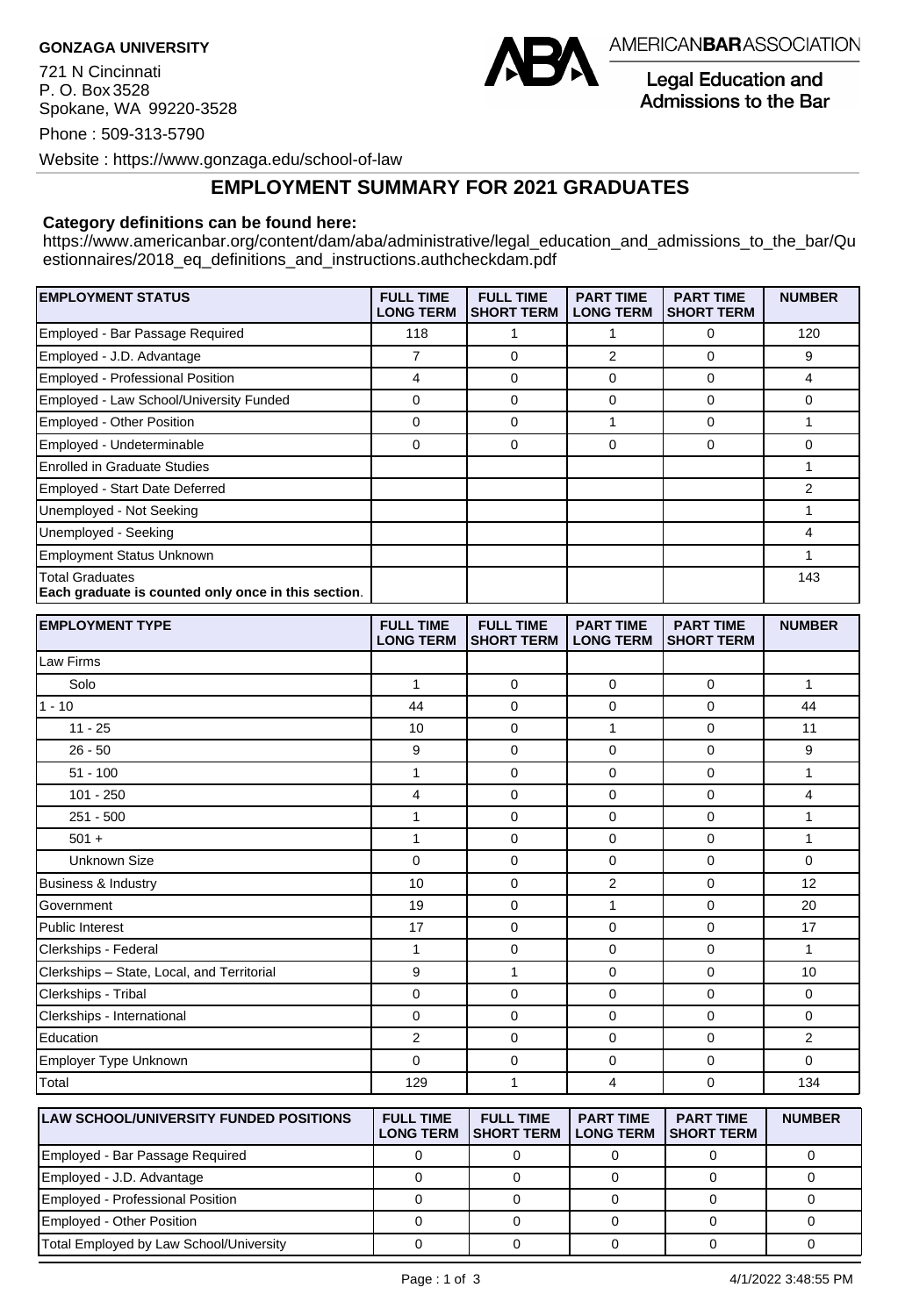**GONZAGA UNIVERSITY**

721 N Cincinnati
P. O. Box 3528
Spokane, WA 99220-3528

Phone : 509-313-5790

Website : https://www.gonzaga.edu/school-of-law

AMERICAN**BAR**ASSOCIATION
Legal Education and Admissions to the Bar

## EMPLOYMENT SUMMARY FOR 2021 GRADUATES

**Category definitions can be found here:**
https://www.americanbar.org/content/dam/aba/administrative/legal_education_and_admissions_to_the_bar/Questionnaires/2018_eq_definitions_and_instructions.authcheckdam.pdf

| EMPLOYMENT STATUS | FULL TIME LONG TERM | FULL TIME SHORT TERM | PART TIME LONG TERM | PART TIME SHORT TERM | NUMBER |
|---|---|---|---|---|---|
| Employed - Bar Passage Required | 118 | 1 | 1 | 0 | 120 |
| Employed - J.D. Advantage | 7 | 0 | 2 | 0 | 9 |
| Employed - Professional Position | 4 | 0 | 0 | 0 | 4 |
| Employed - Law School/University Funded | 0 | 0 | 0 | 0 | 0 |
| Employed - Other Position | 0 | 0 | 1 | 0 | 1 |
| Employed - Undeterminable | 0 | 0 | 0 | 0 | 0 |
| Enrolled in Graduate Studies | | | | | 1 |
| Employed - Start Date Deferred | | | | | 2 |
| Unemployed - Not Seeking | | | | | 1 |
| Unemployed - Seeking | | | | | 4 |
| Employment Status Unknown | | | | | 1 |
| Total Graduates **Each graduate is counted only once in this section**. | | | | | 143 |

| EMPLOYMENT TYPE | FULL TIME LONG TERM | FULL TIME SHORT TERM | PART TIME LONG TERM | PART TIME SHORT TERM | NUMBER |
|---|---|---|---|---|---|
| Law Firms | | | | | |
| Solo | 1 | 0 | 0 | 0 | 1 |
| 1 - 10 | 44 | 0 | 0 | 0 | 44 |
| 11 - 25 | 10 | 0 | 1 | 0 | 11 |
| 26 - 50 | 9 | 0 | 0 | 0 | 9 |
| 51 - 100 | 1 | 0 | 0 | 0 | 1 |
| 101 - 250 | 4 | 0 | 0 | 0 | 4 |
| 251 - 500 | 1 | 0 | 0 | 0 | 1 |
| 501 + | 1 | 0 | 0 | 0 | 1 |
| Unknown Size | 0 | 0 | 0 | 0 | 0 |
| Business & Industry | 10 | 0 | 2 | 0 | 12 |
| Government | 19 | 0 | 1 | 0 | 20 |
| Public Interest | 17 | 0 | 0 | 0 | 17 |
| Clerkships - Federal | 1 | 0 | 0 | 0 | 1 |
| Clerkships – State, Local, and Territorial | 9 | 1 | 0 | 0 | 10 |
| Clerkships - Tribal | 0 | 0 | 0 | 0 | 0 |
| Clerkships - International | 0 | 0 | 0 | 0 | 0 |
| Education | 2 | 0 | 0 | 0 | 2 |
| Employer Type Unknown | 0 | 0 | 0 | 0 | 0 |
| Total | 129 | 1 | 4 | 0 | 134 |

| LAW SCHOOL/UNIVERSITY FUNDED POSITIONS | FULL TIME LONG TERM | FULL TIME SHORT TERM | PART TIME LONG TERM | PART TIME SHORT TERM | NUMBER |
|---|---|---|---|---|---|
| Employed - Bar Passage Required | 0 | 0 | 0 | 0 | 0 |
| Employed - J.D. Advantage | 0 | 0 | 0 | 0 | 0 |
| Employed - Professional Position | 0 | 0 | 0 | 0 | 0 |
| Employed - Other Position | 0 | 0 | 0 | 0 | 0 |
| Total Employed by Law School/University | 0 | 0 | 0 | 0 | 0 |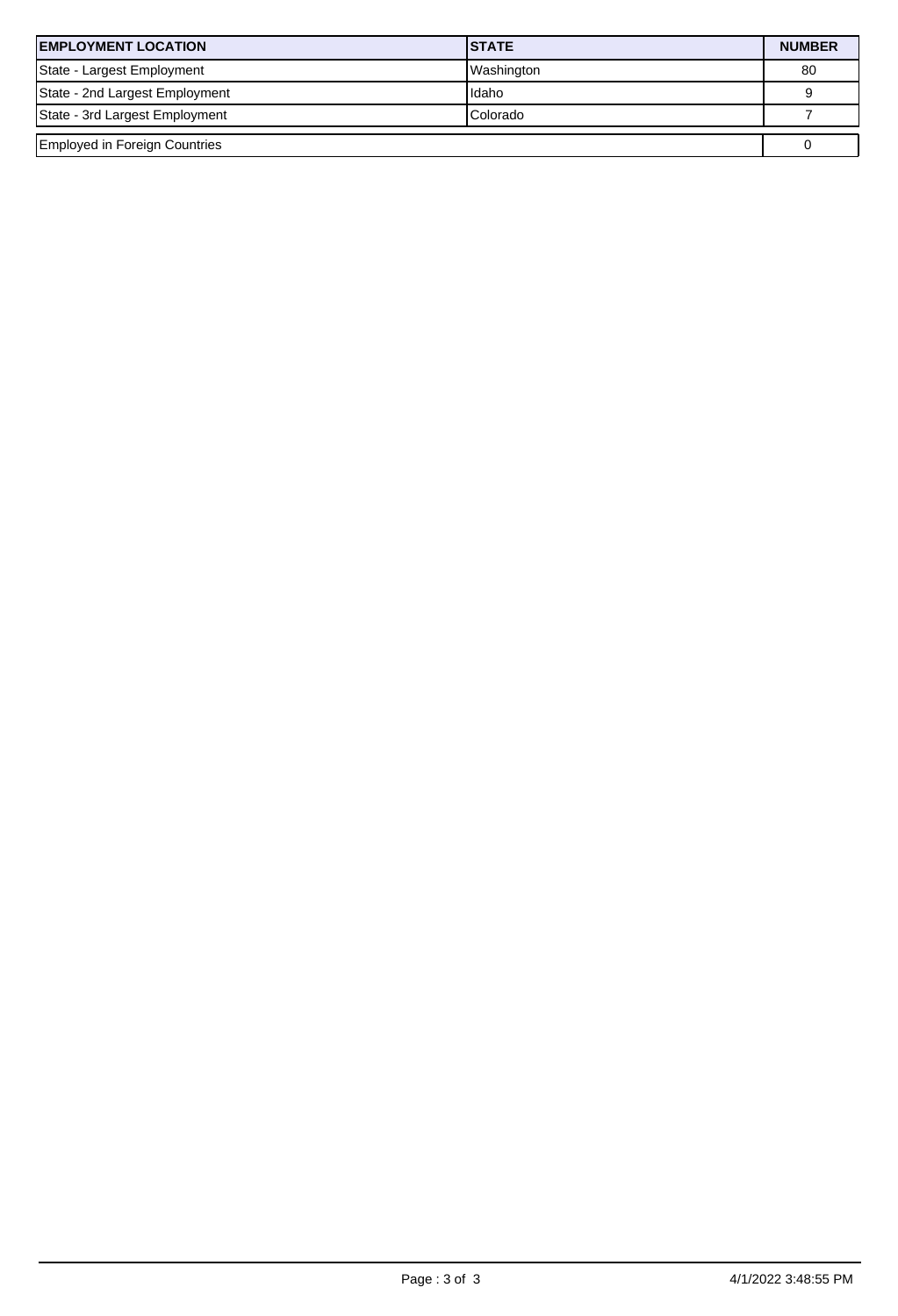| EMPLOYMENT LOCATION | STATE | NUMBER |
| --- | --- | --- |
| State - Largest Employment | Washington | 80 |
| State - 2nd Largest Employment | Idaho | 9 |
| State - 3rd Largest Employment | Colorado | 7 |
| Employed in Foreign Countries | | 0 |

4/1/2022 3:48:55 PM